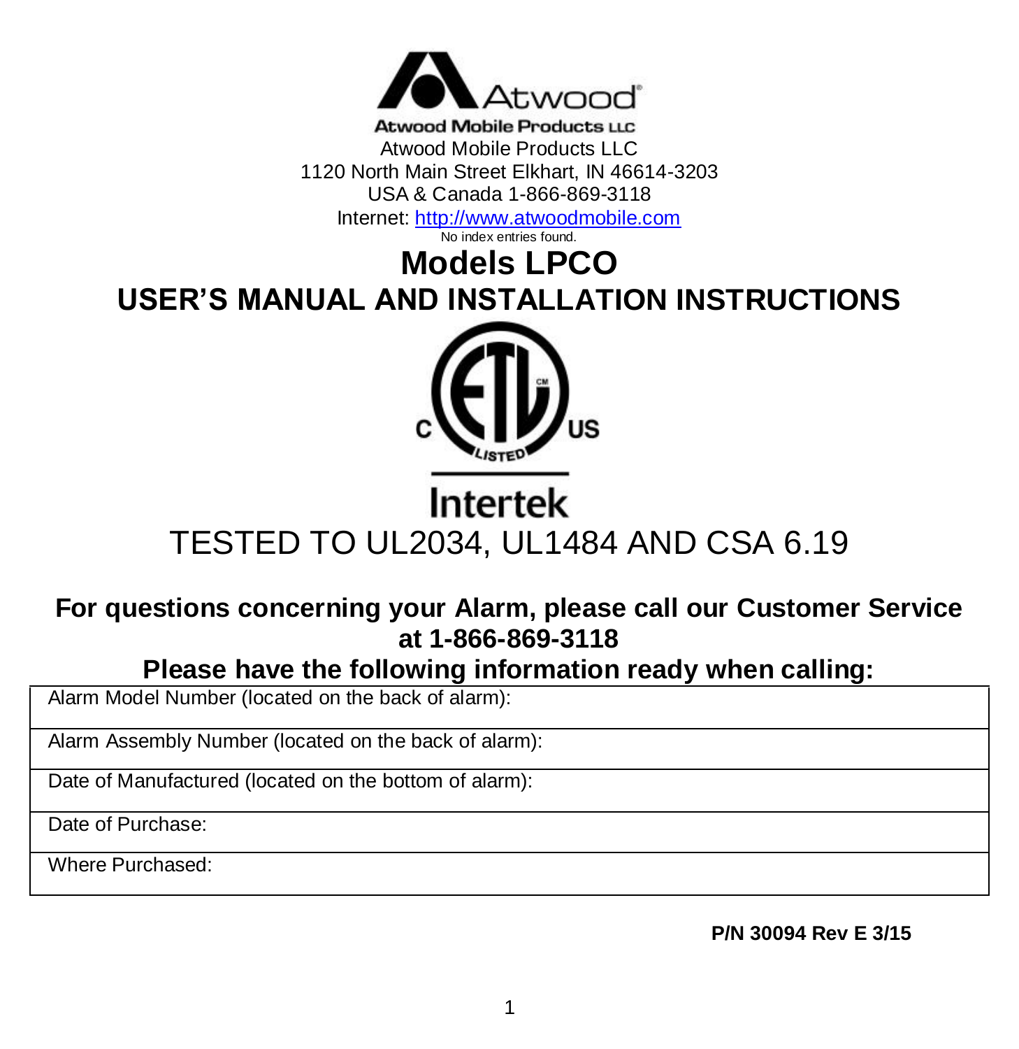Atwood

Atwood Mobile Products LLC

Atwood Mobile Products LLC
1120 North Main Street Elkhart, IN 46614-3203
USA & Canada 1-866-869-3118
Internet: http://www.atwoodmobile.com

No index entries found.

# Models LPCO

# USER'S MANUAL AND INSTALLATION INSTRUCTIONS

C ETL LISTED US
Intertek

TESTED TO UL2034, UL1484 AND CSA 6.19

**For questions concerning your Alarm, please call our Customer Service at 1-866-869-3118**

**Please have the following information ready when calling:**

| |
|---|
| Alarm Model Number (located on the back of alarm): |
| Alarm Assembly Number (located on the back of alarm): |
| Date of Manufactured (located on the bottom of alarm): |
| Date of Purchase: |
| Where Purchased: |

**P/N 30094 Rev E 3/15**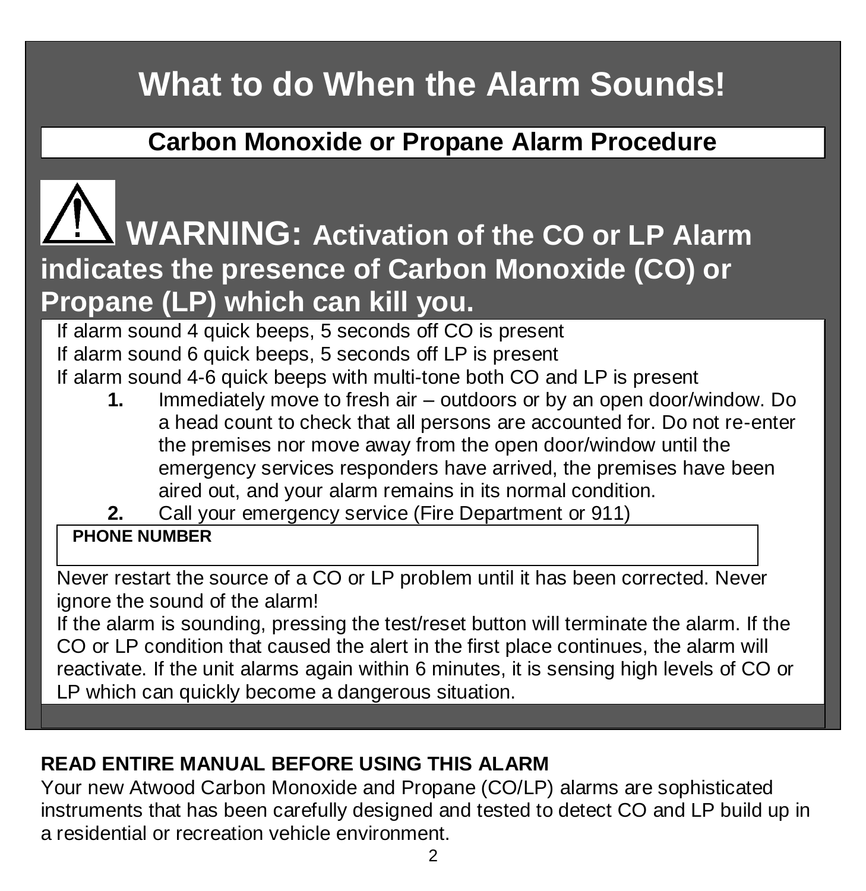# What to do When the Alarm Sounds!

## Carbon Monoxide or Propane Alarm Procedure

⚠ **WARNING: Activation of the CO or LP Alarm indicates the presence of Carbon Monoxide (CO) or Propane (LP) which can kill you.**

If alarm sound 4 quick beeps, 5 seconds off CO is present
If alarm sound 6 quick beeps, 5 seconds off LP is present
If alarm sound 4-6 quick beeps with multi-tone both CO and LP is present

1. Immediately move to fresh air – outdoors or by an open door/window. Do a head count to check that all persons are accounted for. Do not re-enter the premises nor move away from the open door/window until the emergency services responders have arrived, the premises have been aired out, and your alarm remains in its normal condition.
2. Call your emergency service (Fire Department or 911)

**PHONE NUMBER**

Never restart the source of a CO or LP problem until it has been corrected. Never ignore the sound of the alarm!
If the alarm is sounding, pressing the test/reset button will terminate the alarm. If the CO or LP condition that caused the alert in the first place continues, the alarm will reactivate. If the unit alarms again within 6 minutes, it is sensing high levels of CO or LP which can quickly become a dangerous situation.

**READ ENTIRE MANUAL BEFORE USING THIS ALARM**
Your new Atwood Carbon Monoxide and Propane (CO/LP) alarms are sophisticated instruments that has been carefully designed and tested to detect CO and LP build up in a residential or recreation vehicle environment.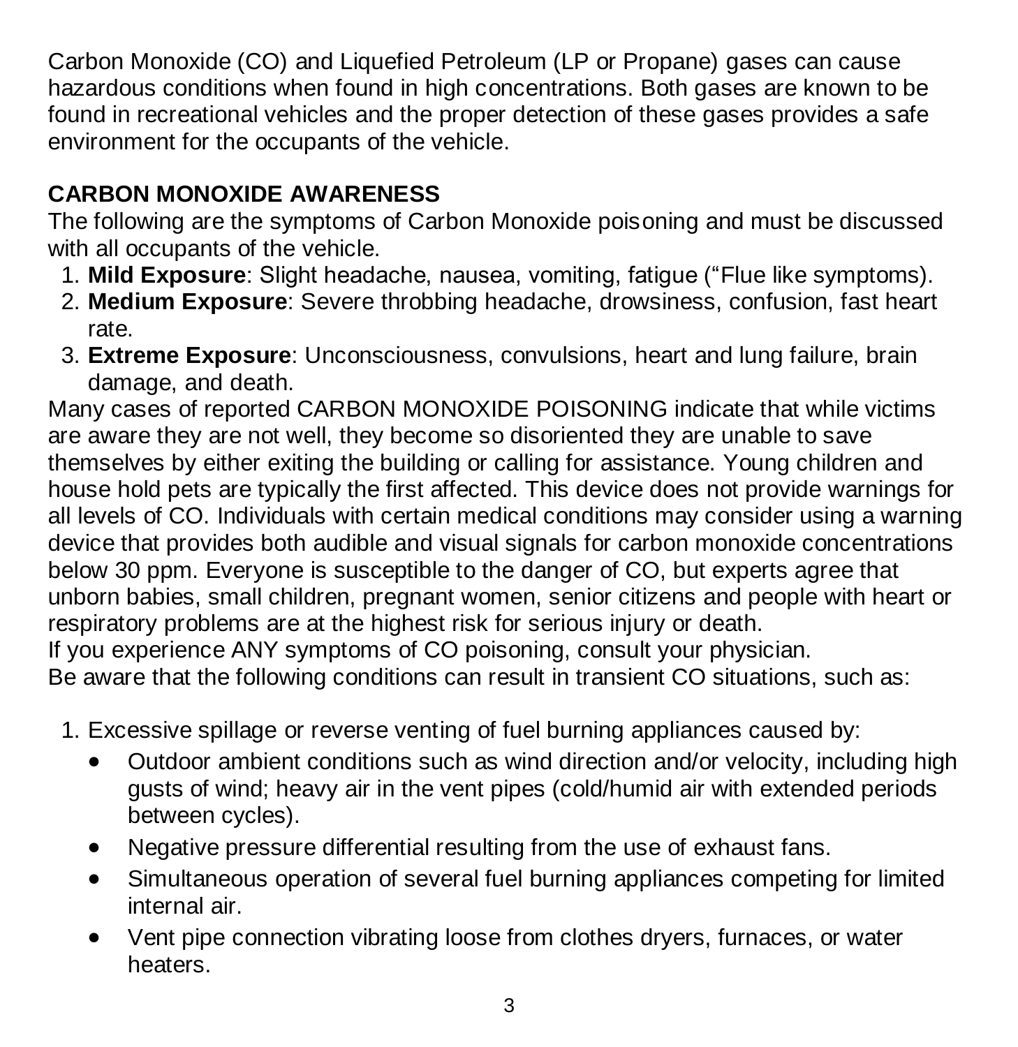Carbon Monoxide (CO) and Liquefied Petroleum (LP or Propane) gases can cause hazardous conditions when found in high concentrations. Both gases are known to be found in recreational vehicles and the proper detection of these gases provides a safe environment for the occupants of the vehicle.

## CARBON MONOXIDE AWARENESS

The following are the symptoms of Carbon Monoxide poisoning and must be discussed with all occupants of the vehicle.

1. **Mild Exposure**: Slight headache, nausea, vomiting, fatigue ("Flue like symptoms).
2. **Medium Exposure**: Severe throbbing headache, drowsiness, confusion, fast heart rate.
3. **Extreme Exposure**: Unconsciousness, convulsions, heart and lung failure, brain damage, and death.

Many cases of reported CARBON MONOXIDE POISONING indicate that while victims are aware they are not well, they become so disoriented they are unable to save themselves by either exiting the building or calling for assistance. Young children and house hold pets are typically the first affected. This device does not provide warnings for all levels of CO. Individuals with certain medical conditions may consider using a warning device that provides both audible and visual signals for carbon monoxide concentrations below 30 ppm. Everyone is susceptible to the danger of CO, but experts agree that unborn babies, small children, pregnant women, senior citizens and people with heart or respiratory problems are at the highest risk for serious injury or death.
If you experience ANY symptoms of CO poisoning, consult your physician.
Be aware that the following conditions can result in transient CO situations, such as:

1. Excessive spillage or reverse venting of fuel burning appliances caused by:
   - Outdoor ambient conditions such as wind direction and/or velocity, including high gusts of wind; heavy air in the vent pipes (cold/humid air with extended periods between cycles).
   - Negative pressure differential resulting from the use of exhaust fans.
   - Simultaneous operation of several fuel burning appliances competing for limited internal air.
   - Vent pipe connection vibrating loose from clothes dryers, furnaces, or water heaters.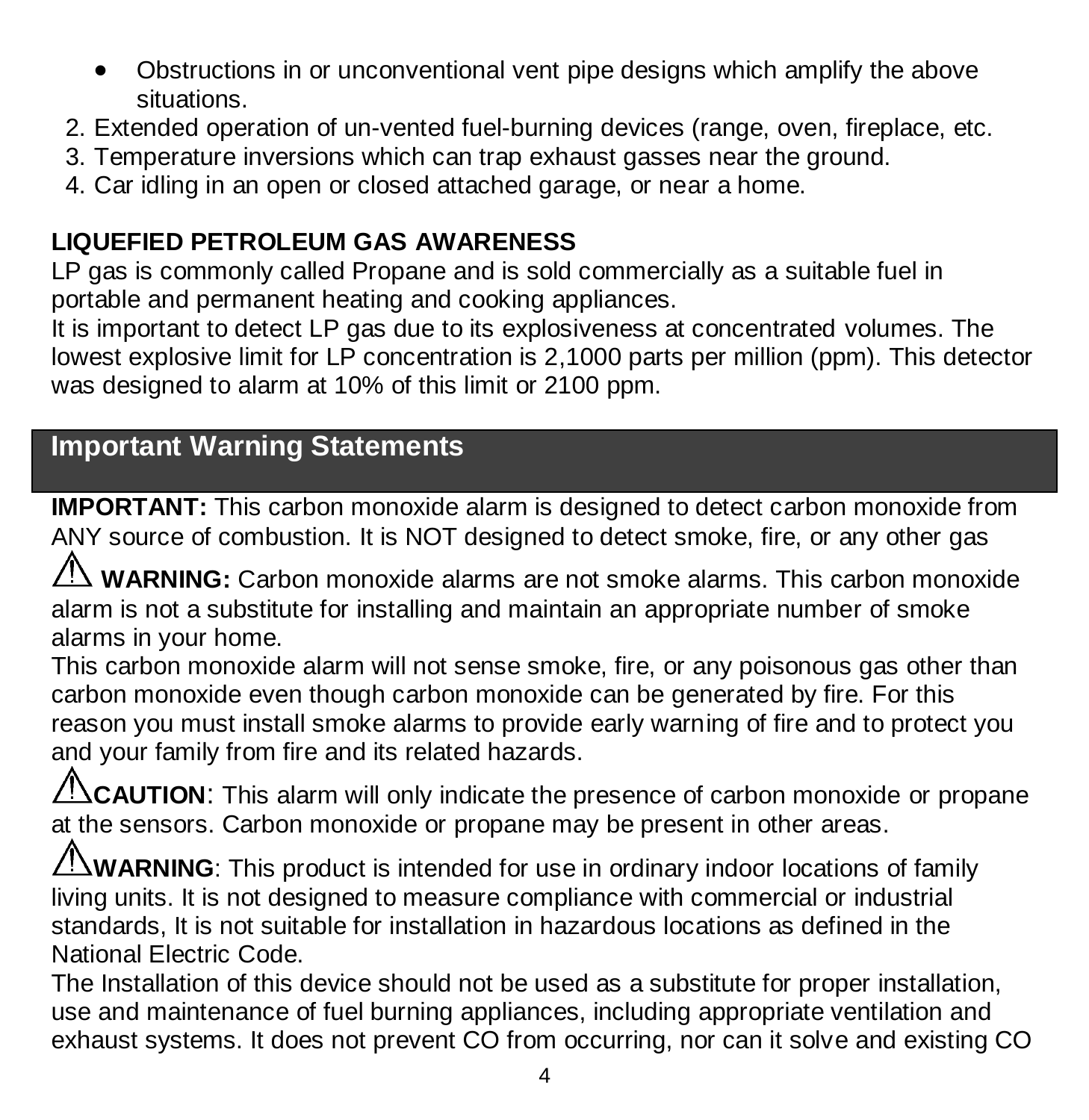- Obstructions in or unconventional vent pipe designs which amplify the above situations.

2. Extended operation of un-vented fuel-burning devices (range, oven, fireplace, etc.
3. Temperature inversions which can trap exhaust gasses near the ground.
4. Car idling in an open or closed attached garage, or near a home.

**LIQUEFIED PETROLEUM GAS AWARENESS**

LP gas is commonly called Propane and is sold commercially as a suitable fuel in portable and permanent heating and cooking appliances.

It is important to detect LP gas due to its explosiveness at concentrated volumes. The lowest explosive limit for LP concentration is 2,1000 parts per million (ppm). This detector was designed to alarm at 10% of this limit or 2100 ppm.

## Important Warning Statements

**IMPORTANT:** This carbon monoxide alarm is designed to detect carbon monoxide from ANY source of combustion. It is NOT designed to detect smoke, fire, or any other gas

⚠ **WARNING:** Carbon monoxide alarms are not smoke alarms. This carbon monoxide alarm is not a substitute for installing and maintain an appropriate number of smoke alarms in your home.

This carbon monoxide alarm will not sense smoke, fire, or any poisonous gas other than carbon monoxide even though carbon monoxide can be generated by fire. For this reason you must install smoke alarms to provide early warning of fire and to protect you and your family from fire and its related hazards.

⚠**CAUTION**: This alarm will only indicate the presence of carbon monoxide or propane at the sensors. Carbon monoxide or propane may be present in other areas.

⚠**WARNING**: This product is intended for use in ordinary indoor locations of family living units. It is not designed to measure compliance with commercial or industrial standards, It is not suitable for installation in hazardous locations as defined in the National Electric Code.

The Installation of this device should not be used as a substitute for proper installation, use and maintenance of fuel burning appliances, including appropriate ventilation and exhaust systems. It does not prevent CO from occurring, nor can it solve and existing CO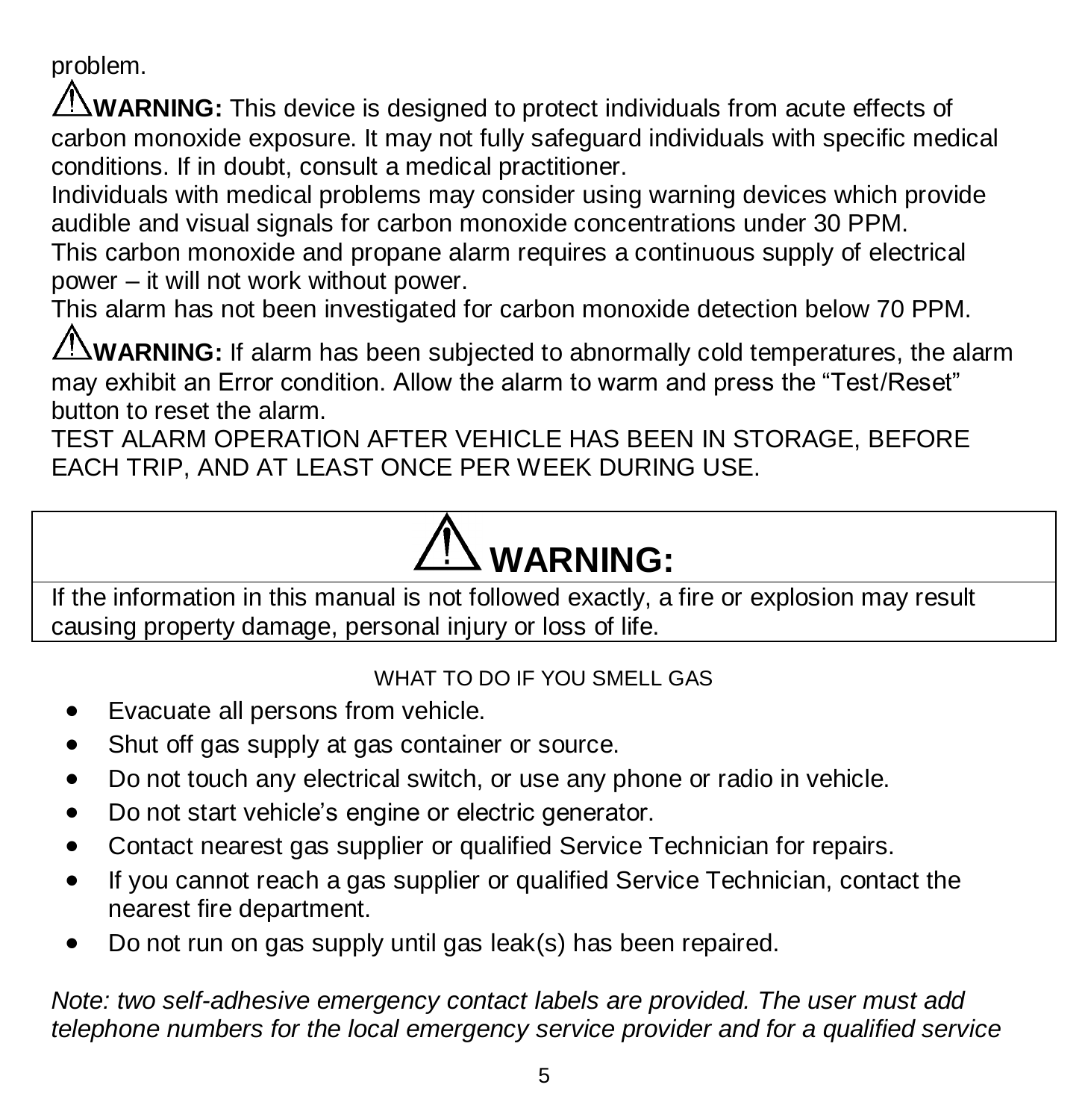problem.

⚠**WARNING:** This device is designed to protect individuals from acute effects of carbon monoxide exposure. It may not fully safeguard individuals with specific medical conditions. If in doubt, consult a medical practitioner.
Individuals with medical problems may consider using warning devices which provide audible and visual signals for carbon monoxide concentrations under 30 PPM.
This carbon monoxide and propane alarm requires a continuous supply of electrical power – it will not work without power.
This alarm has not been investigated for carbon monoxide detection below 70 PPM.

⚠**WARNING:** If alarm has been subjected to abnormally cold temperatures, the alarm may exhibit an Error condition. Allow the alarm to warm and press the "Test/Reset" button to reset the alarm.
TEST ALARM OPERATION AFTER VEHICLE HAS BEEN IN STORAGE, BEFORE EACH TRIP, AND AT LEAST ONCE PER WEEK DURING USE.

| ⚠ **WARNING:** |
|---|
| If the information in this manual is not followed exactly, a fire or explosion may result causing property damage, personal injury or loss of life. |

WHAT TO DO IF YOU SMELL GAS

- Evacuate all persons from vehicle.
- Shut off gas supply at gas container or source.
- Do not touch any electrical switch, or use any phone or radio in vehicle.
- Do not start vehicle's engine or electric generator.
- Contact nearest gas supplier or qualified Service Technician for repairs.
- If you cannot reach a gas supplier or qualified Service Technician, contact the nearest fire department.
- Do not run on gas supply until gas leak(s) has been repaired.

*Note: two self-adhesive emergency contact labels are provided. The user must add telephone numbers for the local emergency service provider and for a qualified service*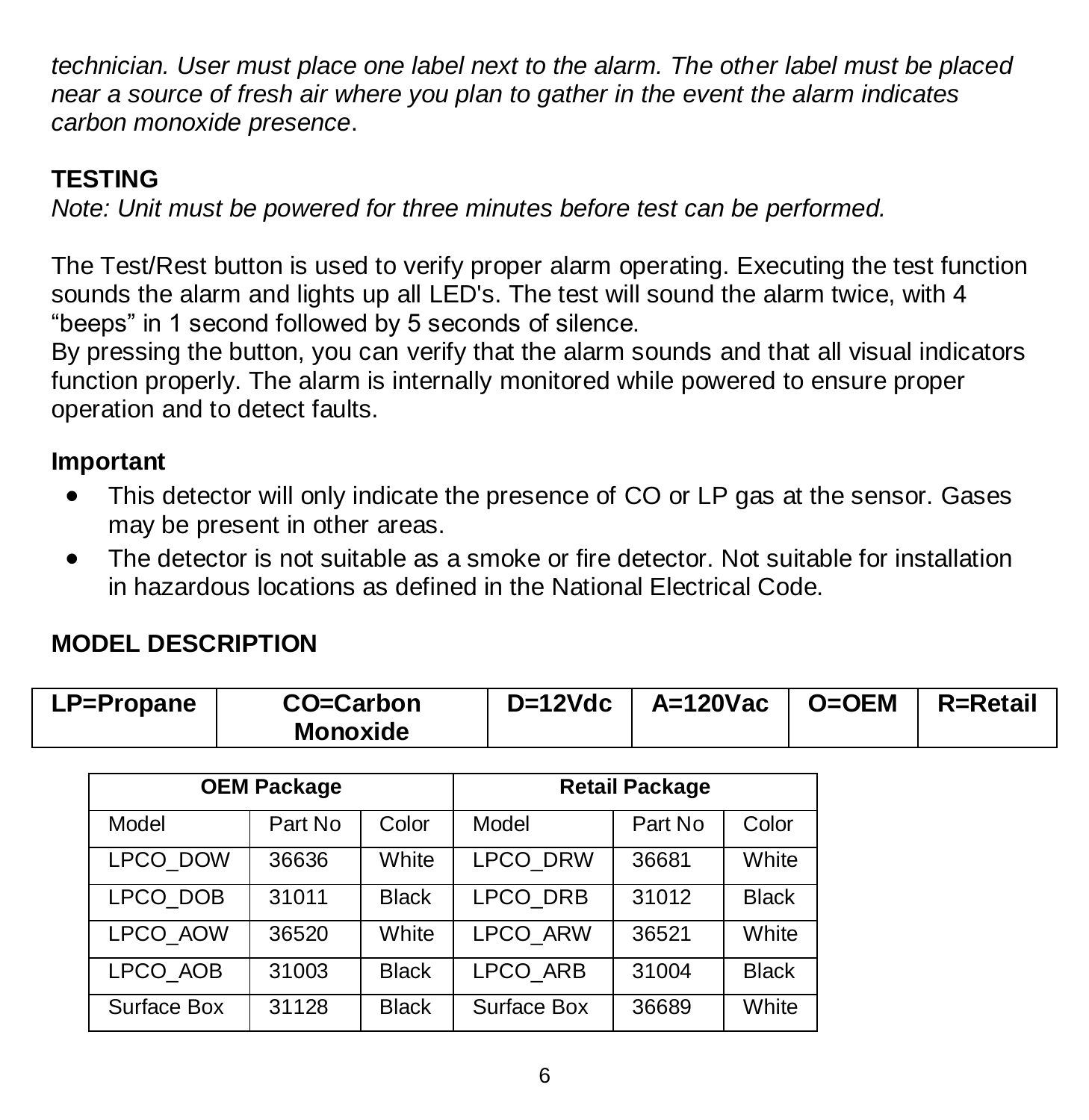*technician. User must place one label next to the alarm. The other label must be placed near a source of fresh air where you plan to gather in the event the alarm indicates carbon monoxide presence*.

## TESTING

*Note: Unit must be powered for three minutes before test can be performed.*

The Test/Rest button is used to verify proper alarm operating. Executing the test function sounds the alarm and lights up all LED's. The test will sound the alarm twice, with 4 "beeps" in 1 second followed by 5 seconds of silence.
By pressing the button, you can verify that the alarm sounds and that all visual indicators function properly. The alarm is internally monitored while powered to ensure proper operation and to detect faults.

### Important

- This detector will only indicate the presence of CO or LP gas at the sensor. Gases may be present in other areas.
- The detector is not suitable as a smoke or fire detector. Not suitable for installation in hazardous locations as defined in the National Electrical Code.

## MODEL DESCRIPTION

| LP=Propane | CO=Carbon Monoxide | D=12Vdc | A=120Vac | O=OEM | R=Retail |
|---|---|---|---|---|---|

| OEM Package | | | Retail Package | | |
|---|---|---|---|---|---|
| Model | Part No | Color | Model | Part No | Color |
| LPCO_DOW | 36636 | White | LPCO_DRW | 36681 | White |
| LPCO_DOB | 31011 | Black | LPCO_DRB | 31012 | Black |
| LPCO_AOW | 36520 | White | LPCO_ARW | 36521 | White |
| LPCO_AOB | 31003 | Black | LPCO_ARB | 31004 | Black |
| Surface Box | 31128 | Black | Surface Box | 36689 | White |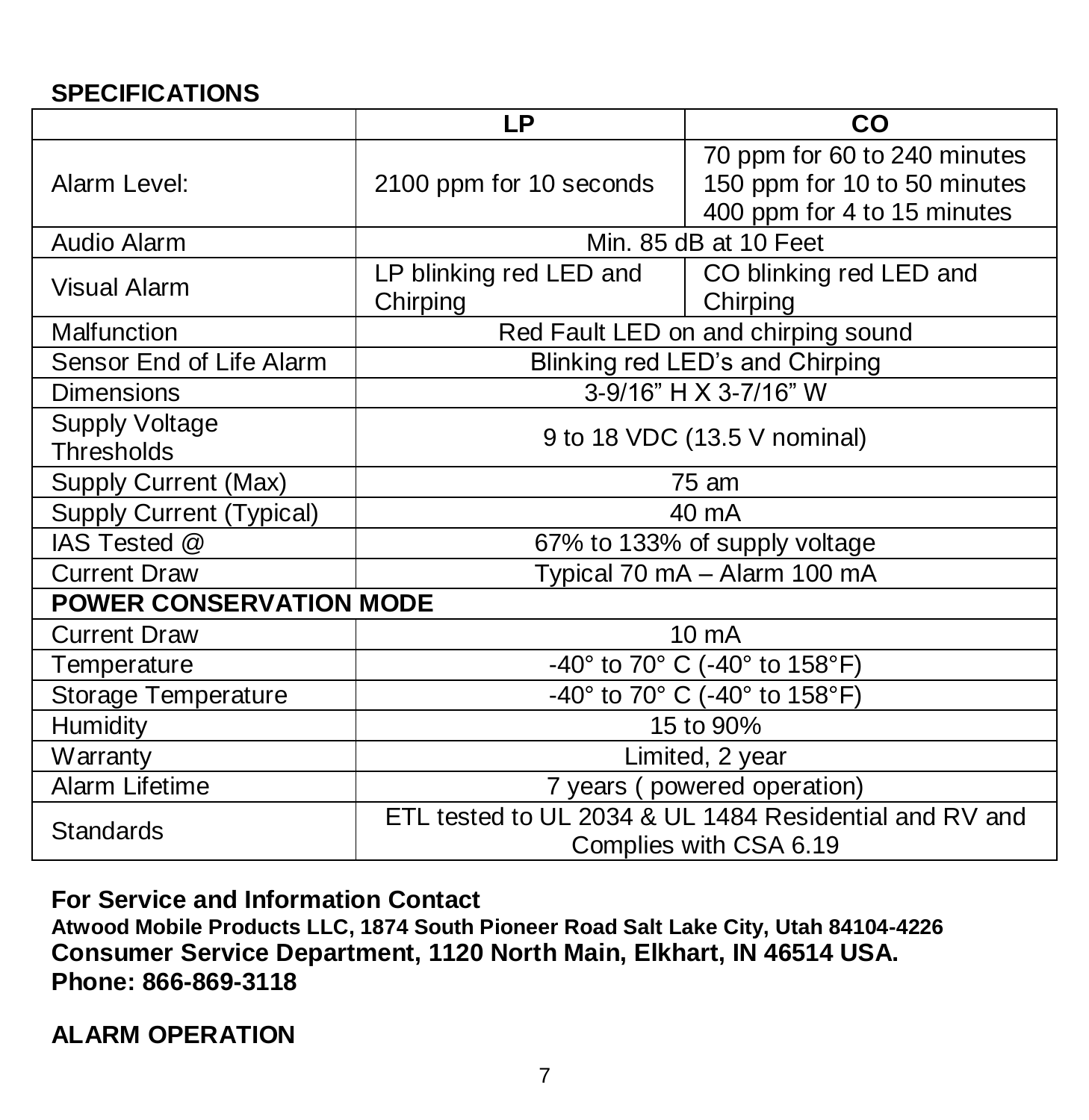## SPECIFICATIONS

| | LP | CO |
|---|---|---|
| Alarm Level: | 2100 ppm for 10 seconds | 70 ppm for 60 to 240 minutes<br>150 ppm for 10 to 50 minutes<br>400 ppm for 4 to 15 minutes |
| Audio Alarm | Min. 85 dB at 10 Feet | |
| Visual Alarm | LP blinking red LED and Chirping | CO blinking red LED and Chirping |
| Malfunction | Red Fault LED on and chirping sound | |
| Sensor End of Life Alarm | Blinking red LED's and Chirping | |
| Dimensions | 3-9/16" H X 3-7/16" W | |
| Supply Voltage Thresholds | 9 to 18 VDC (13.5 V nominal) | |
| Supply Current (Max) | 75 am | |
| Supply Current (Typical) | 40 mA | |
| IAS Tested @ | 67% to 133% of supply voltage | |
| Current Draw | Typical 70 mA – Alarm 100 mA | |
| **POWER CONSERVATION MODE** | | |
| Current Draw | 10 mA | |
| Temperature | -40° to 70° C (-40° to 158°F) | |
| Storage Temperature | -40° to 70° C (-40° to 158°F) | |
| Humidity | 15 to 90% | |
| Warranty | Limited, 2 year | |
| Alarm Lifetime | 7 years ( powered operation) | |
| Standards | ETL tested to UL 2034 & UL 1484 Residential and RV and Complies with CSA 6.19 | |

**For Service and Information Contact**
**Atwood Mobile Products LLC, 1874 South Pioneer Road Salt Lake City, Utah 84104-4226**
**Consumer Service Department, 1120 North Main, Elkhart, IN 46514 USA.**
**Phone: 866-869-3118**

## ALARM OPERATION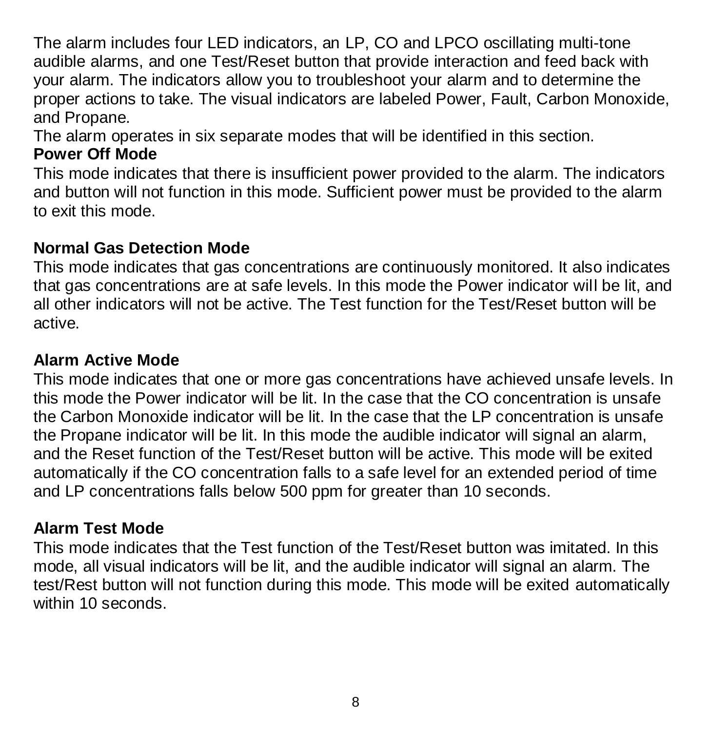The alarm includes four LED indicators, an LP, CO and LPCO oscillating multi-tone audible alarms, and one Test/Reset button that provide interaction and feed back with your alarm. The indicators allow you to troubleshoot your alarm and to determine the proper actions to take. The visual indicators are labeled Power, Fault, Carbon Monoxide, and Propane.

The alarm operates in six separate modes that will be identified in this section.

**Power Off Mode**

This mode indicates that there is insufficient power provided to the alarm. The indicators and button will not function in this mode. Sufficient power must be provided to the alarm to exit this mode.

**Normal Gas Detection Mode**

This mode indicates that gas concentrations are continuously monitored. It also indicates that gas concentrations are at safe levels. In this mode the Power indicator will be lit, and all other indicators will not be active. The Test function for the Test/Reset button will be active.

**Alarm Active Mode**

This mode indicates that one or more gas concentrations have achieved unsafe levels. In this mode the Power indicator will be lit. In the case that the CO concentration is unsafe the Carbon Monoxide indicator will be lit. In the case that the LP concentration is unsafe the Propane indicator will be lit. In this mode the audible indicator will signal an alarm, and the Reset function of the Test/Reset button will be active. This mode will be exited automatically if the CO concentration falls to a safe level for an extended period of time and LP concentrations falls below 500 ppm for greater than 10 seconds.

**Alarm Test Mode**

This mode indicates that the Test function of the Test/Reset button was imitated. In this mode, all visual indicators will be lit, and the audible indicator will signal an alarm. The test/Rest button will not function during this mode. This mode will be exited automatically within 10 seconds.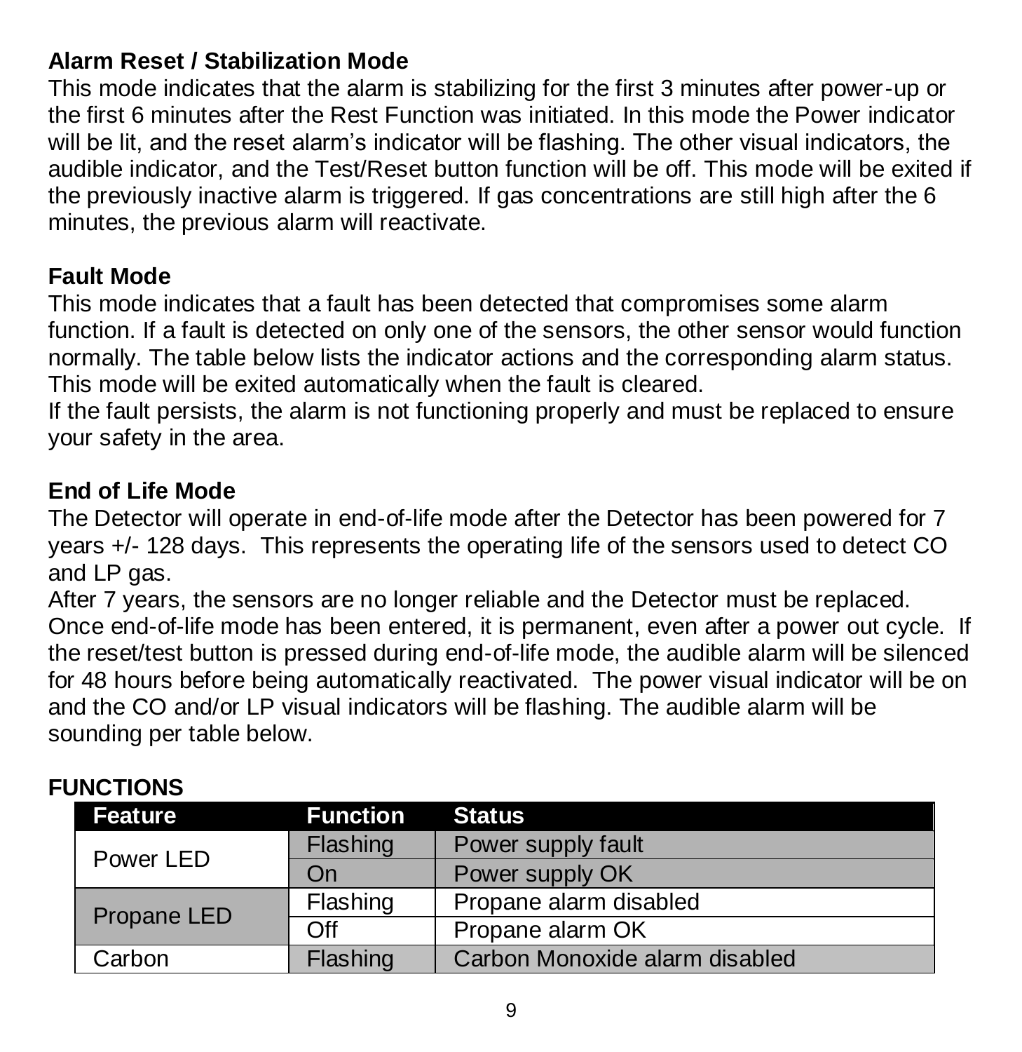## Alarm Reset / Stabilization Mode

This mode indicates that the alarm is stabilizing for the first 3 minutes after power-up or the first 6 minutes after the Rest Function was initiated. In this mode the Power indicator will be lit, and the reset alarm's indicator will be flashing. The other visual indicators, the audible indicator, and the Test/Reset button function will be off. This mode will be exited if the previously inactive alarm is triggered. If gas concentrations are still high after the 6 minutes, the previous alarm will reactivate.

## Fault Mode

This mode indicates that a fault has been detected that compromises some alarm function. If a fault is detected on only one of the sensors, the other sensor would function normally. The table below lists the indicator actions and the corresponding alarm status. This mode will be exited automatically when the fault is cleared.
If the fault persists, the alarm is not functioning properly and must be replaced to ensure your safety in the area.

## End of Life Mode

The Detector will operate in end-of-life mode after the Detector has been powered for 7 years +/- 128 days. This represents the operating life of the sensors used to detect CO and LP gas.
After 7 years, the sensors are no longer reliable and the Detector must be replaced. Once end-of-life mode has been entered, it is permanent, even after a power out cycle. If the reset/test button is pressed during end-of-life mode, the audible alarm will be silenced for 48 hours before being automatically reactivated. The power visual indicator will be on and the CO and/or LP visual indicators will be flashing. The audible alarm will be sounding per table below.

## FUNCTIONS

| Feature | Function | Status |
|---|---|---|
| Power LED | Flashing | Power supply fault |
| | On | Power supply OK |
| Propane LED | Flashing | Propane alarm disabled |
| | Off | Propane alarm OK |
| Carbon | Flashing | Carbon Monoxide alarm disabled |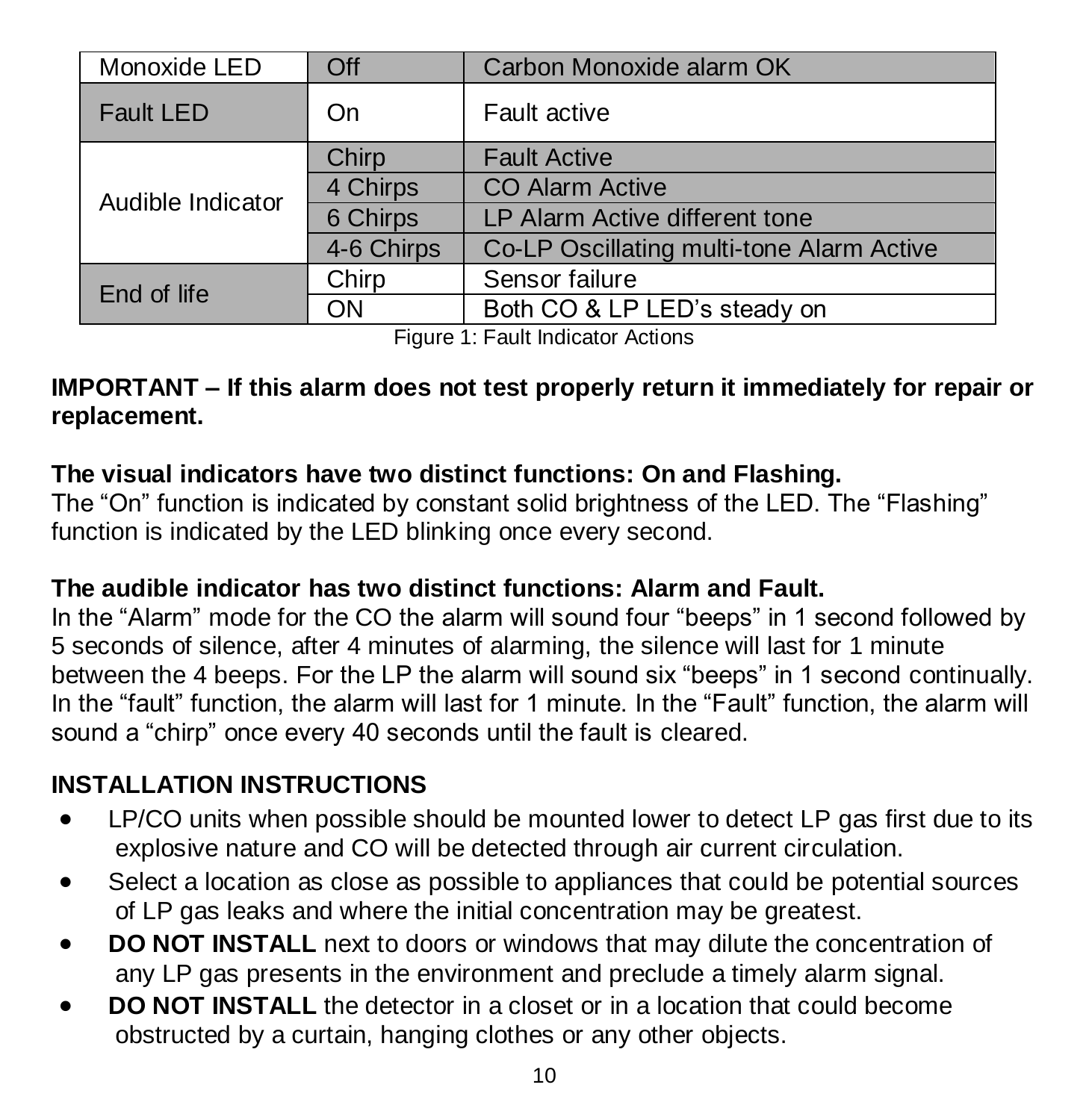| Monoxide LED | Off | Carbon Monoxide alarm OK |
|---|---|---|
| Fault LED | On | Fault active |
| Audible Indicator | Chirp | Fault Active |
| | 4 Chirps | CO Alarm Active |
| | 6 Chirps | LP Alarm Active different tone |
| | 4-6 Chirps | Co-LP Oscillating multi-tone Alarm Active |
| End of life | Chirp | Sensor failure |
| | ON | Both CO & LP LED's steady on |

Figure 1: Fault Indicator Actions

**IMPORTANT – If this alarm does not test properly return it immediately for repair or replacement.**

**The visual indicators have two distinct functions: On and Flashing.**
The "On" function is indicated by constant solid brightness of the LED. The "Flashing" function is indicated by the LED blinking once every second.

**The audible indicator has two distinct functions: Alarm and Fault.**
In the "Alarm" mode for the CO the alarm will sound four "beeps" in 1 second followed by 5 seconds of silence, after 4 minutes of alarming, the silence will last for 1 minute between the 4 beeps. For the LP the alarm will sound six "beeps" in 1 second continually. In the "fault" function, the alarm will last for 1 minute. In the "Fault" function, the alarm will sound a "chirp" once every 40 seconds until the fault is cleared.

**INSTALLATION INSTRUCTIONS**

- LP/CO units when possible should be mounted lower to detect LP gas first due to its explosive nature and CO will be detected through air current circulation.
- Select a location as close as possible to appliances that could be potential sources of LP gas leaks and where the initial concentration may be greatest.
- **DO NOT INSTALL** next to doors or windows that may dilute the concentration of any LP gas presents in the environment and preclude a timely alarm signal.
- **DO NOT INSTALL** the detector in a closet or in a location that could become obstructed by a curtain, hanging clothes or any other objects.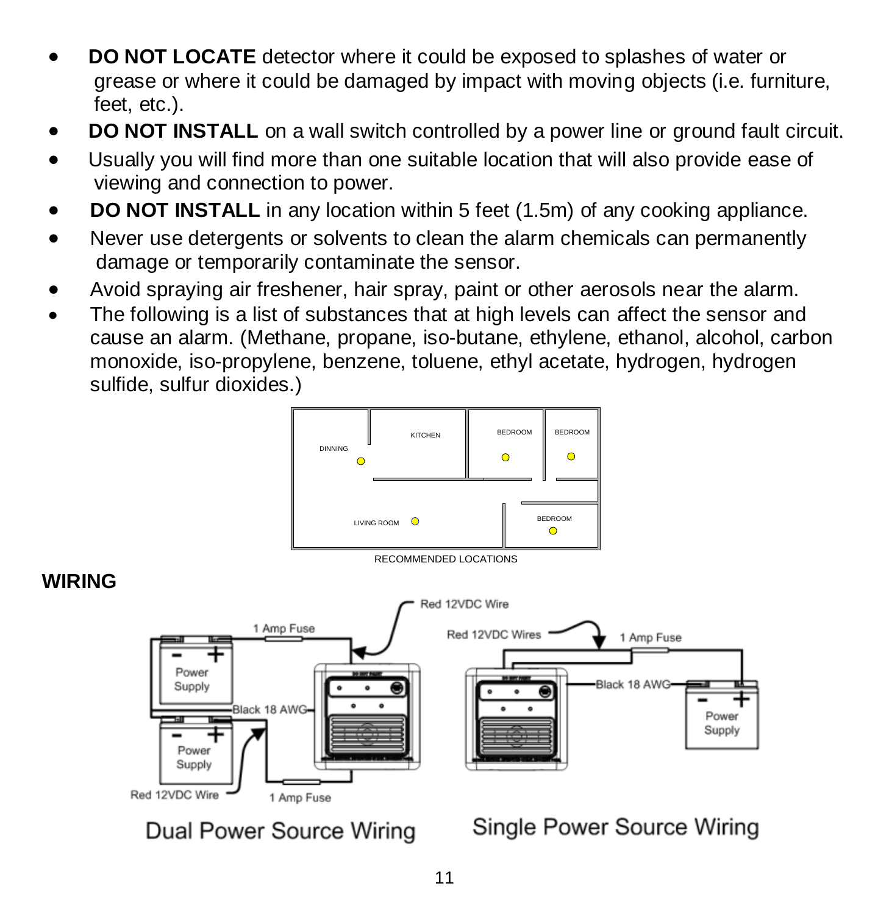- **DO NOT LOCATE** detector where it could be exposed to splashes of water or grease or where it could be damaged by impact with moving objects (i.e. furniture, feet, etc.).
- **DO NOT INSTALL** on a wall switch controlled by a power line or ground fault circuit.
- Usually you will find more than one suitable location that will also provide ease of viewing and connection to power.
- **DO NOT INSTALL** in any location within 5 feet (1.5m) of any cooking appliance.
- Never use detergents or solvents to clean the alarm chemicals can permanently damage or temporarily contaminate the sensor.
- Avoid spraying air freshener, hair spray, paint or other aerosols near the alarm.
- The following is a list of substances that at high levels can affect the sensor and cause an alarm. (Methane, propane, iso-butane, ethylene, ethanol, alcohol, carbon monoxide, iso-propylene, benzene, toluene, ethyl acetate, hydrogen, hydrogen sulfide, sulfur dioxides.)

RECOMMENDED LOCATIONS

## WIRING

Dual Power Source Wiring

Single Power Source Wiring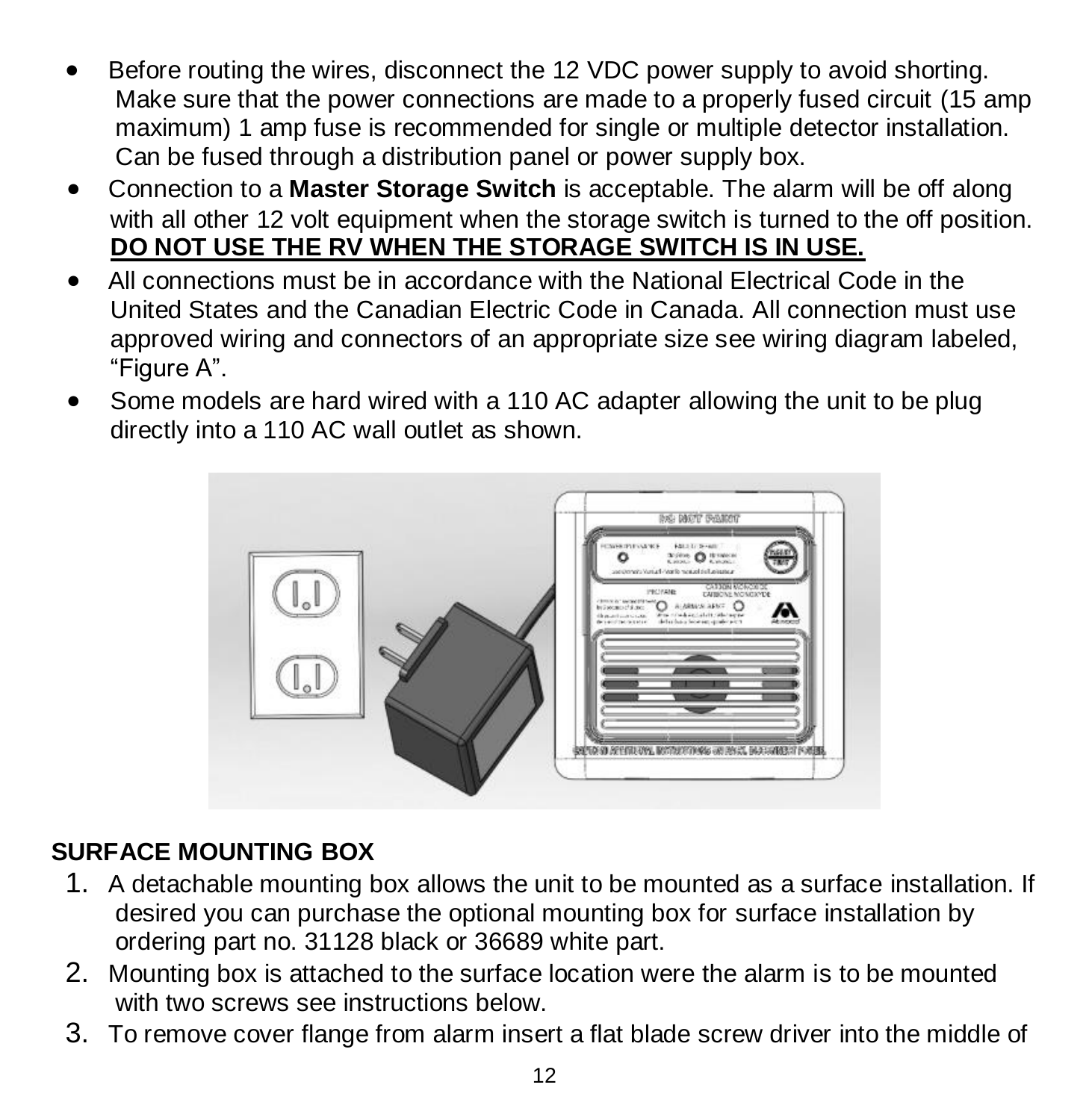- Before routing the wires, disconnect the 12 VDC power supply to avoid shorting. Make sure that the power connections are made to a properly fused circuit (15 amp maximum) 1 amp fuse is recommended for single or multiple detector installation. Can be fused through a distribution panel or power supply box.
- Connection to a **Master Storage Switch** is acceptable. The alarm will be off along with all other 12 volt equipment when the storage switch is turned to the off position. **DO NOT USE THE RV WHEN THE STORAGE SWITCH IS IN USE.**
- All connections must be in accordance with the National Electrical Code in the United States and the Canadian Electric Code in Canada. All connection must use approved wiring and connectors of an appropriate size see wiring diagram labeled, "Figure A".
- Some models are hard wired with a 110 AC adapter allowing the unit to be plug directly into a 110 AC wall outlet as shown.

## SURFACE MOUNTING BOX

1. A detachable mounting box allows the unit to be mounted as a surface installation. If desired you can purchase the optional mounting box for surface installation by ordering part no. 31128 black or 36689 white part.
2. Mounting box is attached to the surface location were the alarm is to be mounted with two screws see instructions below.
3. To remove cover flange from alarm insert a flat blade screw driver into the middle of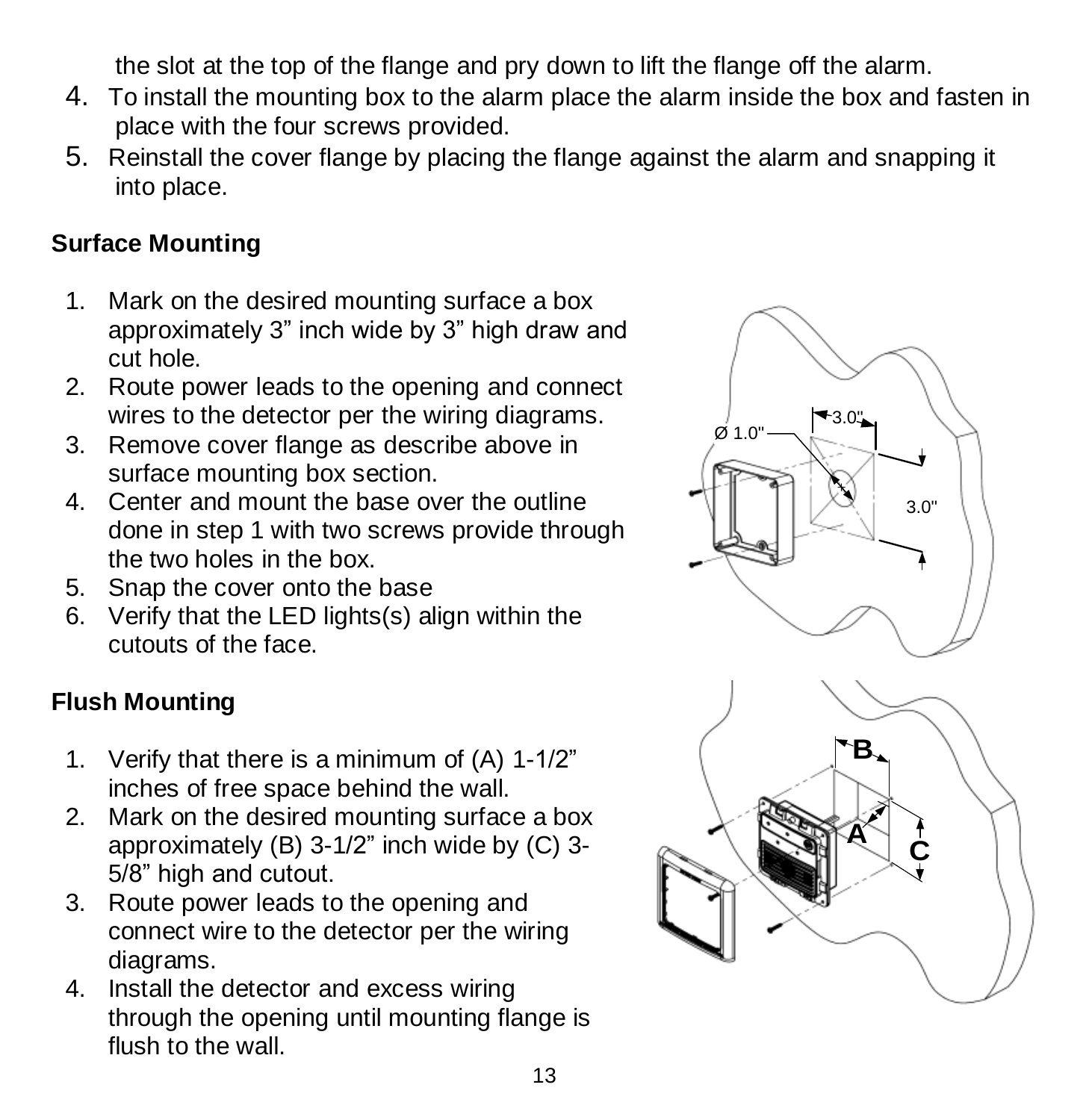the slot at the top of the flange and pry down to lift the flange off the alarm.

4. To install the mounting box to the alarm place the alarm inside the box and fasten in place with the four screws provided.
5. Reinstall the cover flange by placing the flange against the alarm and snapping it into place.

## Surface Mounting

1. Mark on the desired mounting surface a box approximately 3” inch wide by 3” high draw and cut hole.
2. Route power leads to the opening and connect wires to the detector per the wiring diagrams.
3. Remove cover flange as describe above in surface mounting box section.
4. Center and mount the base over the outline done in step 1 with two screws provide through the two holes in the box.
5. Snap the cover onto the base
6. Verify that the LED lights(s) align within the cutouts of the face.

## Flush Mounting

1. Verify that there is a minimum of (A) 1-1/2” inches of free space behind the wall.
2. Mark on the desired mounting surface a box approximately (B) 3-1/2” inch wide by (C) 3-5/8” high and cutout.
3. Route power leads to the opening and connect wire to the detector per the wiring diagrams.
4. Install the detector and excess wiring through the opening until mounting flange is flush to the wall.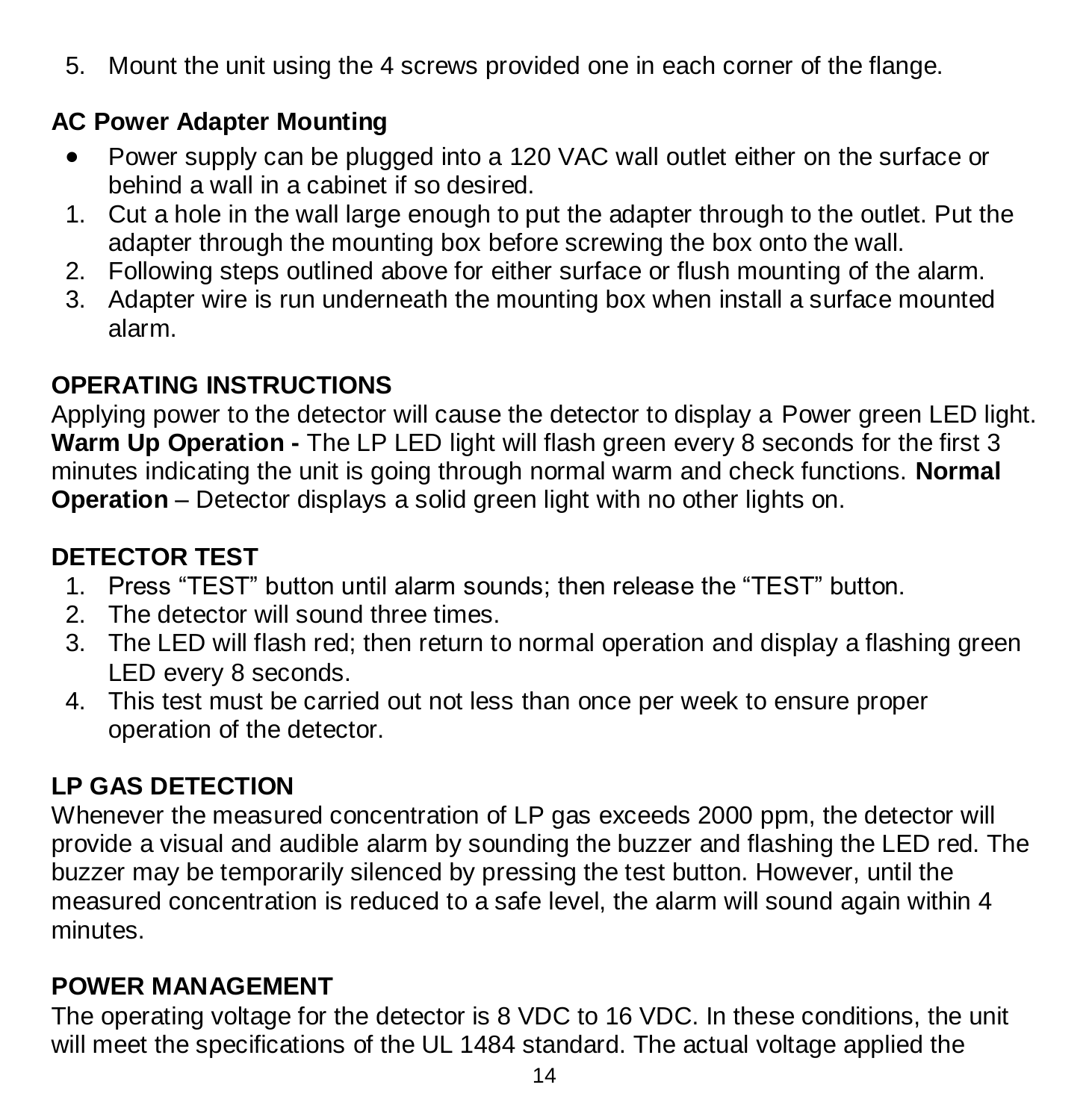5. Mount the unit using the 4 screws provided one in each corner of the flange.

**AC Power Adapter Mounting**

- Power supply can be plugged into a 120 VAC wall outlet either on the surface or behind a wall in a cabinet if so desired.

1. Cut a hole in the wall large enough to put the adapter through to the outlet. Put the adapter through the mounting box before screwing the box onto the wall.
2. Following steps outlined above for either surface or flush mounting of the alarm.
3. Adapter wire is run underneath the mounting box when install a surface mounted alarm.

## OPERATING INSTRUCTIONS

Applying power to the detector will cause the detector to display a Power green LED light. **Warm Up Operation -** The LP LED light will flash green every 8 seconds for the first 3 minutes indicating the unit is going through normal warm and check functions. **Normal Operation** – Detector displays a solid green light with no other lights on.

## DETECTOR TEST

1. Press "TEST" button until alarm sounds; then release the "TEST" button.
2. The detector will sound three times.
3. The LED will flash red; then return to normal operation and display a flashing green LED every 8 seconds.
4. This test must be carried out not less than once per week to ensure proper operation of the detector.

## LP GAS DETECTION

Whenever the measured concentration of LP gas exceeds 2000 ppm, the detector will provide a visual and audible alarm by sounding the buzzer and flashing the LED red. The buzzer may be temporarily silenced by pressing the test button. However, until the measured concentration is reduced to a safe level, the alarm will sound again within 4 minutes.

## POWER MANAGEMENT

The operating voltage for the detector is 8 VDC to 16 VDC. In these conditions, the unit will meet the specifications of the UL 1484 standard. The actual voltage applied the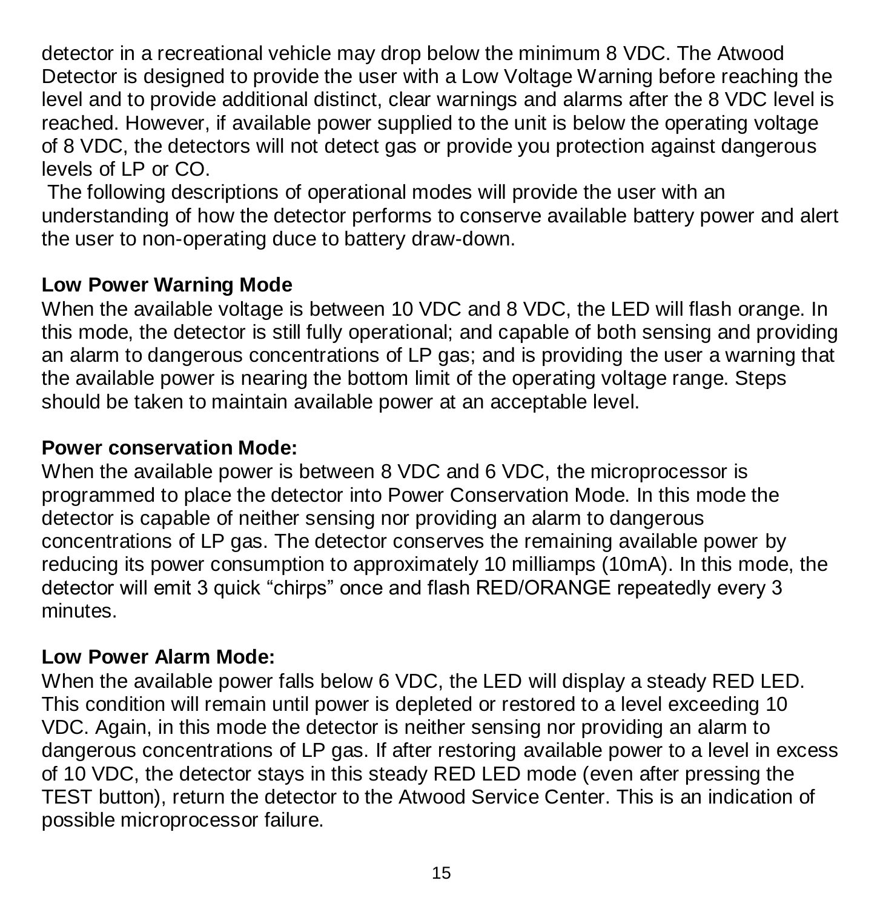detector in a recreational vehicle may drop below the minimum 8 VDC. The Atwood Detector is designed to provide the user with a Low Voltage Warning before reaching the level and to provide additional distinct, clear warnings and alarms after the 8 VDC level is reached. However, if available power supplied to the unit is below the operating voltage of 8 VDC, the detectors will not detect gas or provide you protection against dangerous levels of LP or CO.

The following descriptions of operational modes will provide the user with an understanding of how the detector performs to conserve available battery power and alert the user to non-operating duce to battery draw-down.

**Low Power Warning Mode**

When the available voltage is between 10 VDC and 8 VDC, the LED will flash orange. In this mode, the detector is still fully operational; and capable of both sensing and providing an alarm to dangerous concentrations of LP gas; and is providing the user a warning that the available power is nearing the bottom limit of the operating voltage range. Steps should be taken to maintain available power at an acceptable level.

**Power conservation Mode:**

When the available power is between 8 VDC and 6 VDC, the microprocessor is programmed to place the detector into Power Conservation Mode. In this mode the detector is capable of neither sensing nor providing an alarm to dangerous concentrations of LP gas. The detector conserves the remaining available power by reducing its power consumption to approximately 10 milliamps (10mA). In this mode, the detector will emit 3 quick "chirps" once and flash RED/ORANGE repeatedly every 3 minutes.

**Low Power Alarm Mode:**

When the available power falls below 6 VDC, the LED will display a steady RED LED. This condition will remain until power is depleted or restored to a level exceeding 10 VDC. Again, in this mode the detector is neither sensing nor providing an alarm to dangerous concentrations of LP gas. If after restoring available power to a level in excess of 10 VDC, the detector stays in this steady RED LED mode (even after pressing the TEST button), return the detector to the Atwood Service Center. This is an indication of possible microprocessor failure.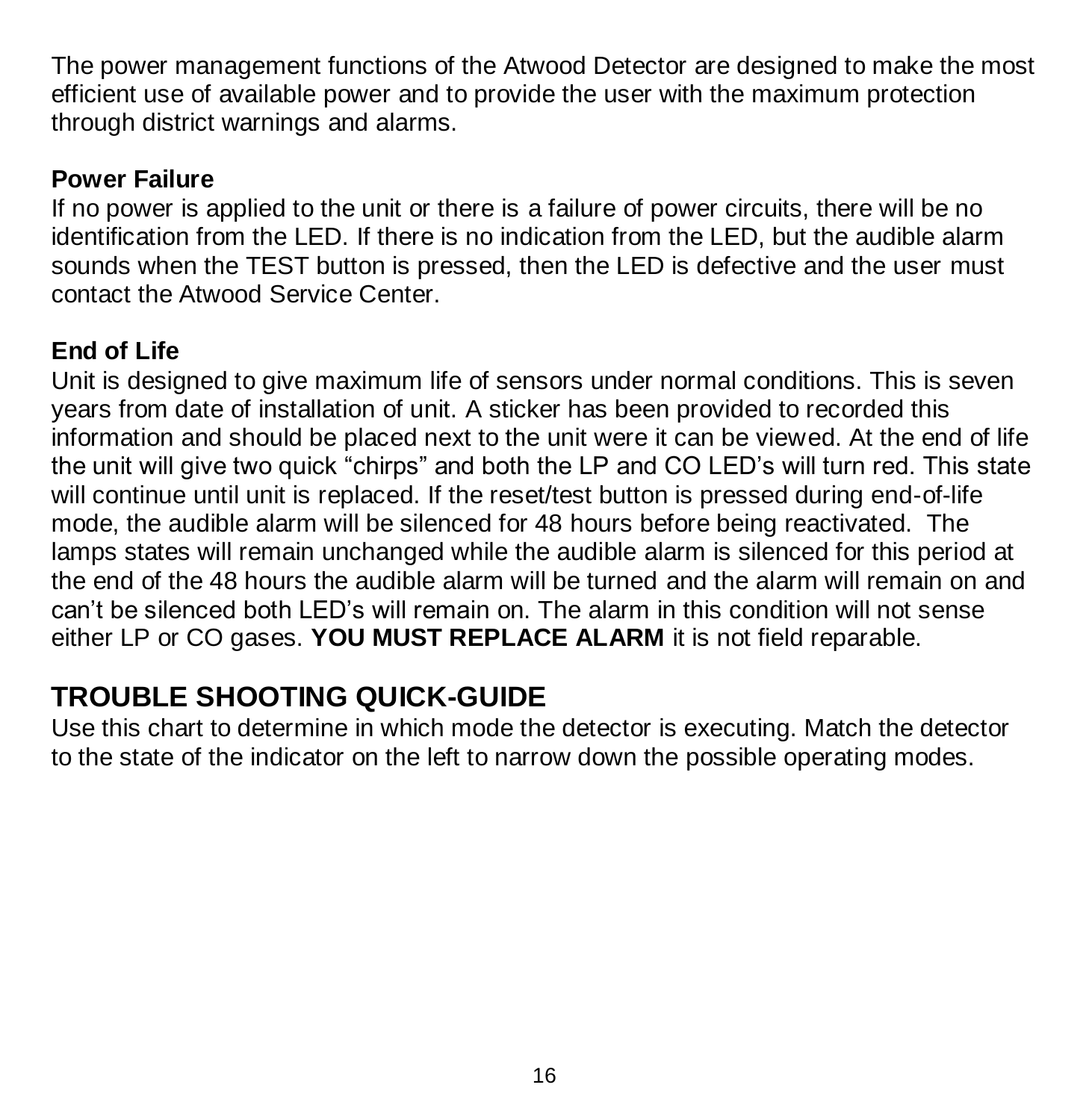The power management functions of the Atwood Detector are designed to make the most efficient use of available power and to provide the user with the maximum protection through district warnings and alarms.

**Power Failure**

If no power is applied to the unit or there is a failure of power circuits, there will be no identification from the LED. If there is no indication from the LED, but the audible alarm sounds when the TEST button is pressed, then the LED is defective and the user must contact the Atwood Service Center.

**End of Life**

Unit is designed to give maximum life of sensors under normal conditions. This is seven years from date of installation of unit. A sticker has been provided to recorded this information and should be placed next to the unit were it can be viewed. At the end of life the unit will give two quick "chirps" and both the LP and CO LED's will turn red. This state will continue until unit is replaced. If the reset/test button is pressed during end-of-life mode, the audible alarm will be silenced for 48 hours before being reactivated. The lamps states will remain unchanged while the audible alarm is silenced for this period at the end of the 48 hours the audible alarm will be turned and the alarm will remain on and can't be silenced both LED's will remain on. The alarm in this condition will not sense either LP or CO gases. **YOU MUST REPLACE ALARM** it is not field reparable.

## TROUBLE SHOOTING QUICK-GUIDE

Use this chart to determine in which mode the detector is executing. Match the detector to the state of the indicator on the left to narrow down the possible operating modes.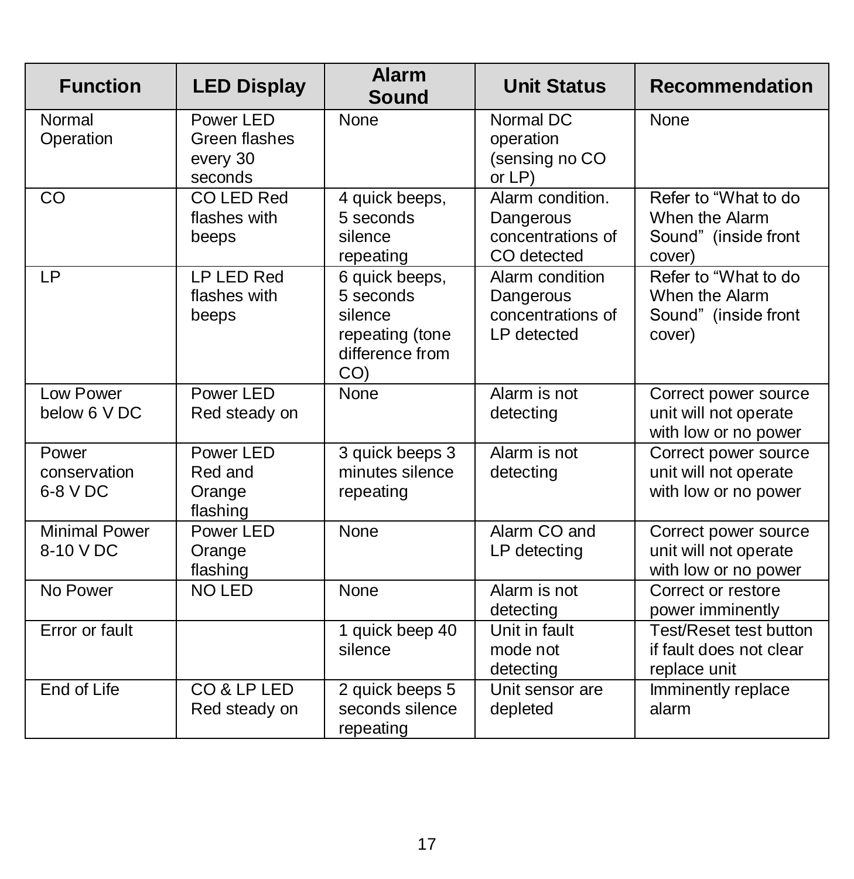| Function | LED Display | Alarm Sound | Unit Status | Recommendation |
| --- | --- | --- | --- | --- |
| Normal Operation | Power LED Green flashes every 30 seconds | None | Normal DC operation (sensing no CO or LP) | None |
| CO | CO LED Red flashes with beeps | 4 quick beeps, 5 seconds silence repeating | Alarm condition. Dangerous concentrations of CO detected | Refer to “What to do When the Alarm Sound” (inside front cover) |
| LP | LP LED Red flashes with beeps | 6 quick beeps, 5 seconds silence repeating (tone difference from CO) | Alarm condition Dangerous concentrations of LP detected | Refer to “What to do When the Alarm Sound” (inside front cover) |
| Low Power below 6 V DC | Power LED Red steady on | None | Alarm is not detecting | Correct power source unit will not operate with low or no power |
| Power conservation 6-8 V DC | Power LED Red and Orange flashing | 3 quick beeps 3 minutes silence repeating | Alarm is not detecting | Correct power source unit will not operate with low or no power |
| Minimal Power 8-10 V DC | Power LED Orange flashing | None | Alarm CO and LP detecting | Correct power source unit will not operate with low or no power |
| No Power | NO LED | None | Alarm is not detecting | Correct or restore power imminently |
| Error or fault | | 1 quick beep 40 silence | Unit in fault mode not detecting | Test/Reset test button if fault does not clear replace unit |
| End of Life | CO & LP LED Red steady on | 2 quick beeps 5 seconds silence repeating | Unit sensor are depleted | Imminently replace alarm |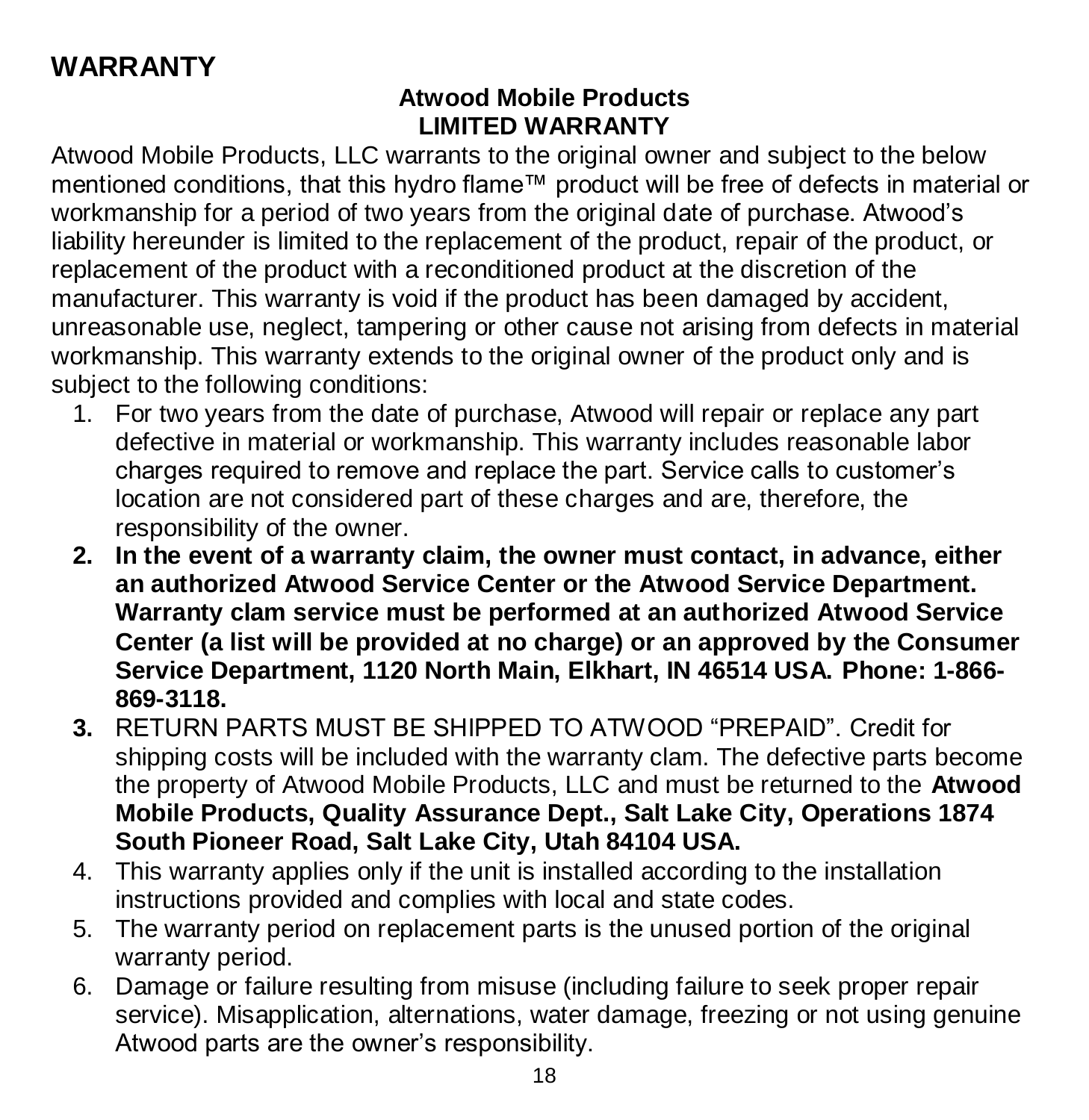# WARRANTY

**Atwood Mobile Products**
**LIMITED WARRANTY**

Atwood Mobile Products, LLC warrants to the original owner and subject to the below mentioned conditions, that this hydro flame™ product will be free of defects in material or workmanship for a period of two years from the original date of purchase. Atwood's liability hereunder is limited to the replacement of the product, repair of the product, or replacement of the product with a reconditioned product at the discretion of the manufacturer. This warranty is void if the product has been damaged by accident, unreasonable use, neglect, tampering or other cause not arising from defects in material workmanship. This warranty extends to the original owner of the product only and is subject to the following conditions:

1. For two years from the date of purchase, Atwood will repair or replace any part defective in material or workmanship. This warranty includes reasonable labor charges required to remove and replace the part. Service calls to customer's location are not considered part of these charges and are, therefore, the responsibility of the owner.
2. **In the event of a warranty claim, the owner must contact, in advance, either an authorized Atwood Service Center or the Atwood Service Department. Warranty clam service must be performed at an authorized Atwood Service Center (a list will be provided at no charge) or an approved by the Consumer Service Department, 1120 North Main, Elkhart, IN 46514 USA. Phone: 1-866-869-3118.**
3. RETURN PARTS MUST BE SHIPPED TO ATWOOD "PREPAID". Credit for shipping costs will be included with the warranty clam. The defective parts become the property of Atwood Mobile Products, LLC and must be returned to the **Atwood Mobile Products, Quality Assurance Dept., Salt Lake City, Operations 1874 South Pioneer Road, Salt Lake City, Utah 84104 USA.**
4. This warranty applies only if the unit is installed according to the installation instructions provided and complies with local and state codes.
5. The warranty period on replacement parts is the unused portion of the original warranty period.
6. Damage or failure resulting from misuse (including failure to seek proper repair service). Misapplication, alternations, water damage, freezing or not using genuine Atwood parts are the owner's responsibility.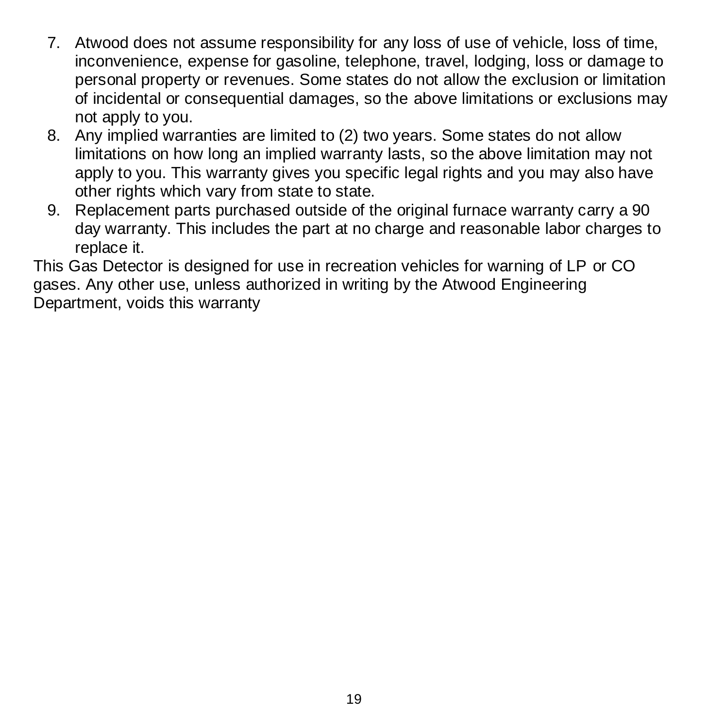7. Atwood does not assume responsibility for any loss of use of vehicle, loss of time, inconvenience, expense for gasoline, telephone, travel, lodging, loss or damage to personal property or revenues. Some states do not allow the exclusion or limitation of incidental or consequential damages, so the above limitations or exclusions may not apply to you.
8. Any implied warranties are limited to (2) two years. Some states do not allow limitations on how long an implied warranty lasts, so the above limitation may not apply to you. This warranty gives you specific legal rights and you may also have other rights which vary from state to state.
9. Replacement parts purchased outside of the original furnace warranty carry a 90 day warranty. This includes the part at no charge and reasonable labor charges to replace it.

This Gas Detector is designed for use in recreation vehicles for warning of LP or CO gases. Any other use, unless authorized in writing by the Atwood Engineering Department, voids this warranty